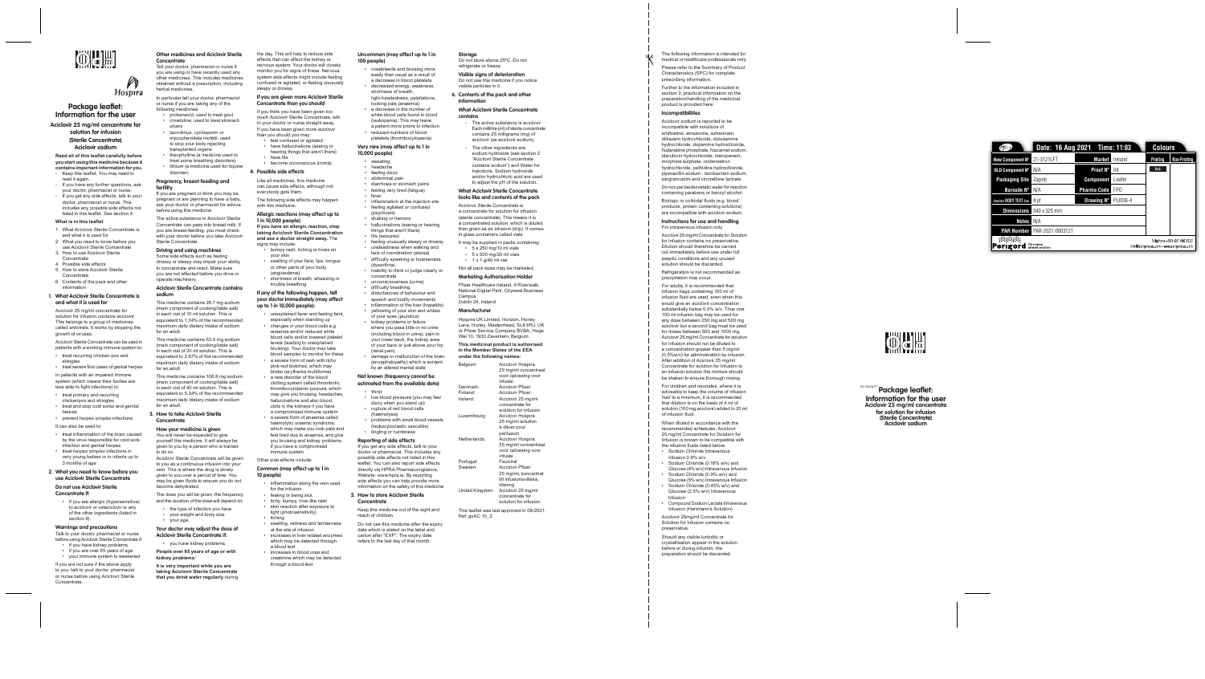Hospira

# Package leaflet: Information for the user

## Aciclovir 25 mg/ml concentrate for solution for infusion (Sterile Concentrate)
## Aciclovir sodium

**Read all of this leaflet carefully before you start using this medicine because it contains important information for you.**

- Keep this leaflet. You may need to read it again.
- If you have any further questions, ask your doctor, pharmacist or nurse.
- If you get any side effects, talk to your doctor, pharmacist or nurse. This includes any possible side effects not listed in this leaflet. See section 4.

**What is in this leaflet**

1. What Aciclovir Sterile Concentrate is and what it is used for
2. What you need to know before you use Aciclovir Sterile Concentrate
3. How to use Aciclovir Sterile Concentrate
4. Possible side effects
5. How to store Aciclovir Sterile Concentrate
6. Contents of the pack and other information

### 1. What Aciclovir Sterile Concentrate is and what it is used for

Aciclovir 25 mg/ml concentrate for solution for infusion (Sterile Concentrate) contains a medicine called aciclovir. This belongs to a group of medicines called antivirals. It works by stopping the growth of viruses.

Aciclovir Sterile Concentrate can be used in patients with a working immune system to:

- treat recurring chicken-pox and shingles
- treat severe first cases of genital herpes

In patients with an impaired immune system (which means their bodies are less able to fight infections) to:

- treat primary and recurring chickenpox and shingles
- treat and stop cold sores and genital herpes
- prevent *herpes simplex* infections

It can also be used to:

- treat inflammation of the brain caused by the virus responsible for cold sore infection and genital herpes
- treat *herpes simplex* infections in very young babies or in infants up to 3 months of age

### 2. What you need to know before you use Aciclovir Sterile Concentrate

**Do not use Aciclovir Sterile Concentrate if:**

- if you are allergic (hypersensitive) to aciclovir or valaciclovir or any of the other ingredients (listed in section 6).

**Warnings and precautions**

Talk to your doctor, pharmacist or nurse before using Aciclovir Sterile Concentrate if:

- if you have kidney problems
- if you are over 65 years of age
- your immune system is weakened

If you are not sure if the above apply to you, talk to your doctor, pharmacist or nurse before using Aciclovir Sterile Concentrate.

**Other medicines and Aciclovir Sterile Concentrate**

Tell your doctor, pharmacist or nurse if you are using or have recently used any other medicines. This includes medicines obtained without a prescription, including herbal medicines.

In particular tell your doctor, pharmacist or nurse if you are taking any of the following medicines:

- probenecid, used to treat gout
- cimetidine, used to treat stomach ulcers
- tacrolimus, cyclosporin or mycophenolate mofetil, used to stop your body rejecting transplanted organs
- theophylline (a medicine used to treat some breathing disorders)
- lithium (a medicine used for bipolar disorder)

**Pregnancy, breast-feeding and fertility**

If you are pregnant or think you may be pregnant or are planning to have a baby, ask your doctor or pharmacist for advice before using this medicine.

The active substance in Aciclovir Sterile Concentrate can pass into breast milk. If you are breast-feeding, you must check with your doctor before you take Aciclovir Sterile Concentrate.

**Driving and using machines**

Some side effects such as feeling drowsy or sleepy may impair your ability to concentrate and react. Make sure you are not affected before you drive or operate machinery.

**Aciclovir Sterile Concentrate contains sodium**

This medicine contains 26.7 mg sodium (main component of cooking/table salt) in each vial of 10 ml solution. This is equivalent to 1.34% of the recommended maximum daily dietary intake of sodium for an adult.

This medicine contains 53.4 mg sodium (main component of cooking/table salt) in each vial of 20 ml solution. This is equivalent to 2.67% of the recommended maximum daily dietary intake of sodium for an adult.

This medicine contains 106.8 mg sodium (main component of cooking/table salt) in each vial of 40 ml solution. This is equivalent to 5.34% of the recommended maximum daily dietary intake of sodium for an adult.

### 3. How to take Aciclovir Sterile Concentrate

**How your medicine is given**

You will never be expected to give yourself this medicine. It will always be given to you by a person who is trained to do so.

Aciclovir Sterile Concentrate will be given to you as a continuous infusion into your vein. This is where the drug is slowly given to you over a period of time. You may be given fluids to ensure you do not become dehydrated.

The dose you will be given, the frequency and the duration of the dose will depend on:

- the type of infection you have
- your weight and body size
- your age.

**Your doctor may adjust the dose of Aciclovir Sterile Concentrate if:**

- you have kidney problems.

**People over 65 years of age or with kidney problems:**

**It is very important while you are taking Aciclovir Sterile Concentrate that you drink water regularly** during the day. This will help to reduce side effects that can affect the kidney or nervous system. Your doctor will closely monitor you for signs of these. Nervous system side effects might include feeling confused or agitated, or feeling unusually sleepy or drowsy.

**If you are given more Aciclovir Sterile Concentrate than you should**

If you think you have been given too much Aciclovir Sterile Concentrate, talk to your doctor or nurse straight away. If you have been given more aciclovir than you should you may:

- feel confused or agitated
- have hallucinations (seeing or hearing things that aren't there)
- have fits
- become unconscious (coma).

### 4. Possible side effects

Like all medicines, this medicine can cause side effects, although not everybody gets them.

The following side effects may happen with this medicine:

**Allergic reactions (may affect up to 1 in 10,000 people)**

**If you have an allergic reaction, stop taking Aciclovir Sterile Concentration and see a doctor straight away.** The signs may include:

- bumpy rash, itching or hives on your skin
- swelling of your face, lips, tongue or other parts of your body (angioedema)
- shortness of breath, wheezing or trouble breathing

**If any of the following happen, tell your doctor immediately (may affect up to 1 in 10,000 people):**

- unexplained fever and feeling faint, especially when standing up
- changes in your blood cells e.g. anaemia and/or reduced white blood cells and/or lowered platelet levels (leading to unexplained bruising). Your doctor may take blood samples to monitor for these
- a severe form of rash with itchy pink-red blotches, which may blister (erythema multiforme)
- a rare disorder of the blood clotting system called thrombotic thrombocytopenic purpura, which may give you bruising, headaches, hallucinations and also blood clots in the kidneys if you have a compromised immune system
- a severe form of anaemia called haemolytic uraemic syndrome, which may make you look pale and feel tired due to anaemia, and give you bruising and kidney problems if you have a compromised immune system

Other side effects include:

**Common (may affect up to 1 in 10 people)**

- inflammation along the vein used for the infusion
- feeling or being sick
- itchy, bumpy, hive-like rash
- skin reaction after exposure to light (photosensitivity)
- itching
- swelling, redness and tenderness at the site of infusion
- increases in liver related enzymes which may be detected through a blood test
- increases in blood urea and creatinine which may be detected through a blood test

**Uncommon (may affect up to 1 in 100 people)**

- nosebleeds and bruising more easily than usual as a result of a decrease in blood platelets
- decreased energy, weakness, shortness of breath, light-headedness, palpitations, looking pale (anaemia)
- a decrease in the number of white blood cells found in blood (leukopenia). This may leave a patient more prone to infection
- reduced numbers of blood platelets (thrombocytopenia)

**Very rare (may affect up to 1 in 10,000 people)**

- sweating
- headache
- feeling dizzy
- abdominal pain
- diarrhoea or stomach pains
- feeling very tired (fatigue)
- fever
- inflammation at the injection site
- feeling agitated or confused (psychosis)
- shaking or tremors
- hallucinations (seeing or hearing things that aren't there)
- fits (seizures)
- feeling unusually sleepy or drowsy
- unsteadiness when walking and lack of coordination (ataxia)
- difficulty speaking or hoarseness (dysarthria)
- inability to think or judge clearly or concentrate
- unconsciousness (coma)
- difficulty breathing
- disturbances of behaviour and speech and bodily movements
- inflammation of the liver (hepatitis)
- yellowing of your skin and whites of your eyes (jaundice)
- kidney problems or failure where you pass little or no urine (including blood in urine), pain in your lower back, the kidney area of your back or just above your hip (renal pain)
- damage or malfunction of the brain (encephalopathy) which is evident by an altered mental state

**Not known (frequency cannot be estimated from the available data)**

- thirst
- low blood pressure (you may feel dizzy when you stand up)
- rupture of red blood cells (haemolysis)
- problems with small blood vessels (leukocytoclastic vasculitis)
- tingling or numbness

**Reporting of side effects**

If you get any side effects, talk to your doctor or pharmacist. This includes any possible side effects not listed in this leaflet. You can also report side effects directly via HPRA Pharmacovigilance, Website: www.hpra.ie. By reporting side effects you can help provide more information on the safety of this medicine.

### 5. How to store Aciclovir Sterile Concentrate

Keep this medicine out of the sight and reach of children.

Do not use this medicine after the expiry date which is stated on the label and carton after "EXP". The expiry date refers to the last day of that month.

**Storage**

Do not store above 25°C. Do not refrigerate or freeze.

**Visible signs of deterioration**

Do not use this medicine if you notice visible particles in it.

### 6. Contents of the pack and other information

**What Aciclovir Sterile Concentrate contains**

- The active substance is aciclovir. Each millilitre (ml) of sterile concentrate contains 25 milligrams (mg) of aciclovir (as aciclovir sodium).
- The other ingredients are; sodium hydroxide (see section 2 "Aciclovir Sterile Concentrate contains sodium") and Water for Injections. Sodium hydroxide and/or hydrochloric acid are used to adjust the pH of the solution.

**What Aciclovir Sterile Concentrate looks like and contents of the pack**

Aciclovir Sterile Concentrate is a concentrate for solution for infusion (sterile concentrate). This means it is a concentrated solution, which is diluted then given as an infusion (drip). It comes in glass containers called vials.

It may be supplied in packs containing:

- 5 x 250 mg/10 ml vials
- 5 x 500 mg/20 ml vials
- 1 x 1 g/40 ml vial

Not all pack sizes may be marketed.

**Marketing Authorisation Holder**

Pfizer Healthcare Ireland, 9 Riverwalk, National Digital Park, Citywest Business Campus
Dublin 24, Ireland

**Manufacturer**

Hospira UK Limited, Horizon, Honey Lane, Hurley, Maidenhead, SL6 6RJ, UK or Pfizer Service Company BVBA, Hoge Wei 10, 1930 Zaventem, Belgium

**This medicinal product is authorised in the Member States of the EEA under the following names:**

| | |
|---|---|
| Belgium: | Aciclovir Hospira 25 mg/ml concentraat voor oplossing voor infusie |
| Denmark: | Aciclovir Pfizer |
| Finland: | Aciclovir Pfizer |
| Ireland: | Aciclovir 25 mg/ml concentrate for solution for infusion |
| Luxembourg: | Aciclovir Hospira 25 mg/ml solution à diluer pour perfusion |
| Netherlands: | Aciclovir Hospira 25 mg/ml concentraat voor oplossing voor infusie |
| Portugal: | Faulviral |
| Sweden: | Aciclovir Pfizer 25 mg/ml, koncentrat till infusionsvätska, lösning |
| United Kingdom: | Aciclovir 25 mg/ml concentrate for solution for infusion |

This leaflet was last approved in 08/2021.
Ref: gxAC 10_2

---

The following information is intended for medical or healthcare professionals only:

Please refer to the Summary of Product Characteristics (SPC) for complete prescribing information.

Further to the information included in section 3, practical information on the preparation/handling of the medicinal product is provided here.

**Incompatibilities**

Aciclovir sodium is reported to be incompatible with solutions of amifostine, amsacrine, aztreonam, diltiazem hydrochloride, dobutamine hydrochloride, dopamine hydrochloride, fludarabine phosphate, foscarnet sodium, idarubicin hydrochloride, meropenem, morphine sulphate, ondansetron hydrochloride, pethidine hydrochloride, piperacillin sodium - tazobactam sodium, sargramostim and vinorelbine tartrate.

Do not use bacteriostatic water for injection containing parabens or benzyl alcohol.

Biologic or colloidal fluids (e.g. blood products, protein containing solutions) are incompatible with aciclovir sodium.

**Instructions for use and handling**

For intravenous infusion only

Aciclovir 25 mg/ml Concentrate for Solution for Infusion contains no preservative. Dilution should therefore be carried out immediately before use under full aseptic conditions and any unused solution should be discarded.

Refrigeration is not recommended as precipitation may occur.

For adults, it is recommended that infusion bags containing 100 ml of infusion fluid are used, even when this would give an aciclovir concentration substantially below 0.5% w/v. Thus one 100 ml infusion bag may be used for any dose between 250 mg and 500 mg aciclovir but a second bag must be used for doses between 500 and 1000 mg. Aciclovir 25 mg/ml Concentrate for solution for Infusion should not be diluted to a concentration greater than 5 mg/ml (0.5%w/v) for administration by infusion. After addition of Aciclovir 25 mg/ml Concentrate for solution for Infusion to an infusion solution the mixture should be shaken to ensure thorough mixing.

For children and neonates, where it is advisable to keep the volume of infusion fluid to a minimum, it is recommended that dilution is on the basis of 4 ml of solution (100 mg aciclovir) added to 20 ml of infusion fluid.

When diluted in accordance with the recommended schedules, Aciclovir 25 mg/ml Concentrate for Solution for Infusion is known to be compatible with the infusion fluids listed below:

- Sodium Chloride Intravenous Infusion 0.9% w/v
- Sodium Chloride (0.18% w/v) and Glucose (4% w/v) Intravenous Infusion
- Sodium Chloride (0.9% w/v) and Glucose (5% w/v) Intravenous Infusion
- Sodium Chloride (0.45% w/v) and Glucose (2.5% w/v) Intravenous Infusion
- Compound Sodium Lactate Intravenous Infusion (Hartmann's Solution)

Aciclovir 25mg/ml Concentrate for Solution for Infusion contains no preservative.

Should any visible turbidity or crystallisation appear in the solution before or during infusion, the preparation should be discarded.

---

| | Date: 16 Aug 2021 | Time: 11:03 | | Colours | |
|---|---|---|---|---|---|
| New Component N° | 21-3121LFT | Market | Ireland | Printing | Non-Printing |
| OLD Component N° | N/A | Proof N° | 04 | Black | |
| Packaging Site | Zagreb | Component | Leaflet | | |
| Barcode N° | N/A | Pharma Code | FPO | | |
| Smallest BODY TEXT Size | 8 pt | Drawing N° | PLI006-4 | | |
| Dimensions | 540 x 325 mm | | | | |
| Notes | N/A | | | | |
| PAR Number | PAR-2021-0003121 | | | | |

Perigord — Telephone +353 (0)1 4663 3000 — info@perigord-as.com - www.perigord-as.com

---

# Package leaflet: Information for the user

## Aciclovir 25 mg/ml concentrate for solution for infusion (Sterile Concentrate)
## Aciclovir sodium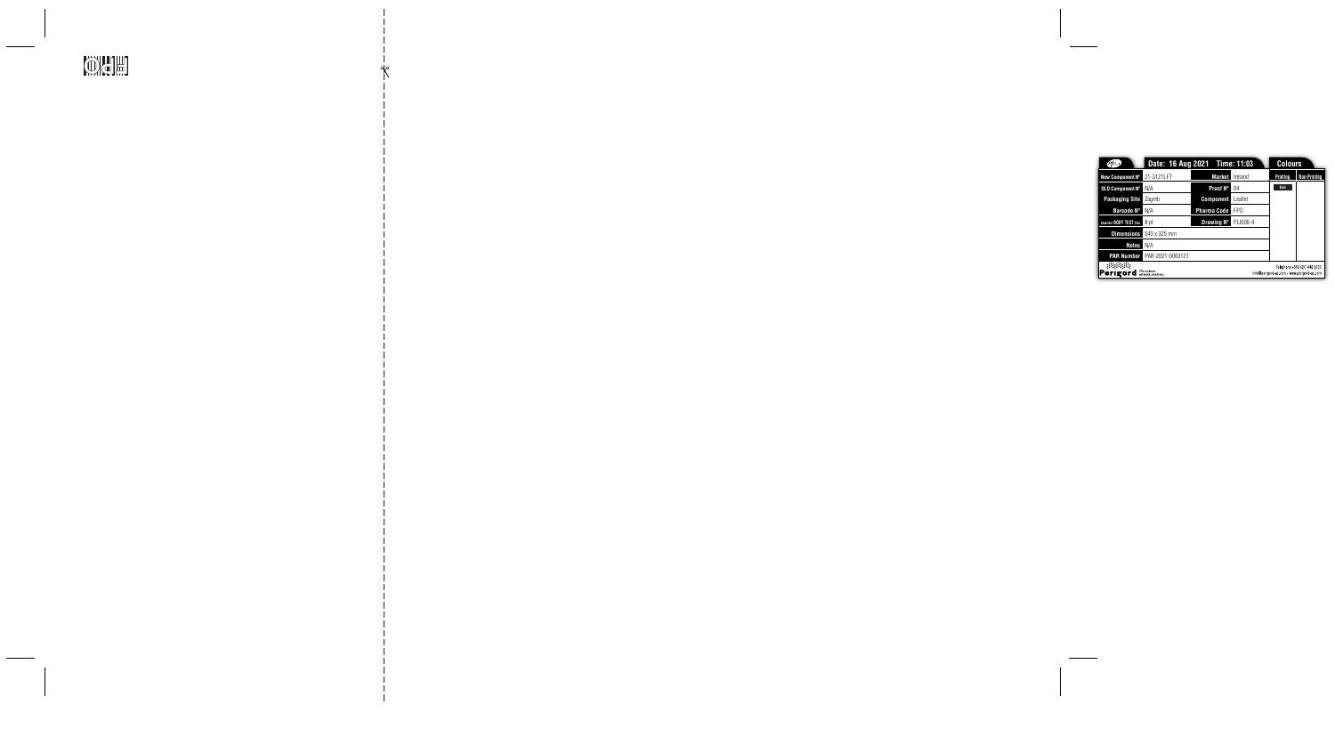| | | | |
|---|---|---|---|
| | Date: 16 Aug 2021 Time: 11:03 | | |
| New Component N° | 21-3121LFT | Market | Ireland |
| OLD Component N° | N/A | Proof N° | 04 |
| Packaging Site | Zagreb | Component | Leaflet |
| Barcode N° | N/A | Pharma Code | FPO |
| Smallest BODY TEXT Size | 8 pt | Drawing N° | PLI006-4 |
| Dimensions | 540 x 325 mm | | |
| Notes | N/A | | |
| PAR Number | PAR-2021-0003121 | | |

| Colours | |
|---|---|
| Printing | Non-Printing |
| Black | |

Perigord

Telephone +353 (0)1 4961 5222
info@perigord-ls.com • www.perigord-ls.com